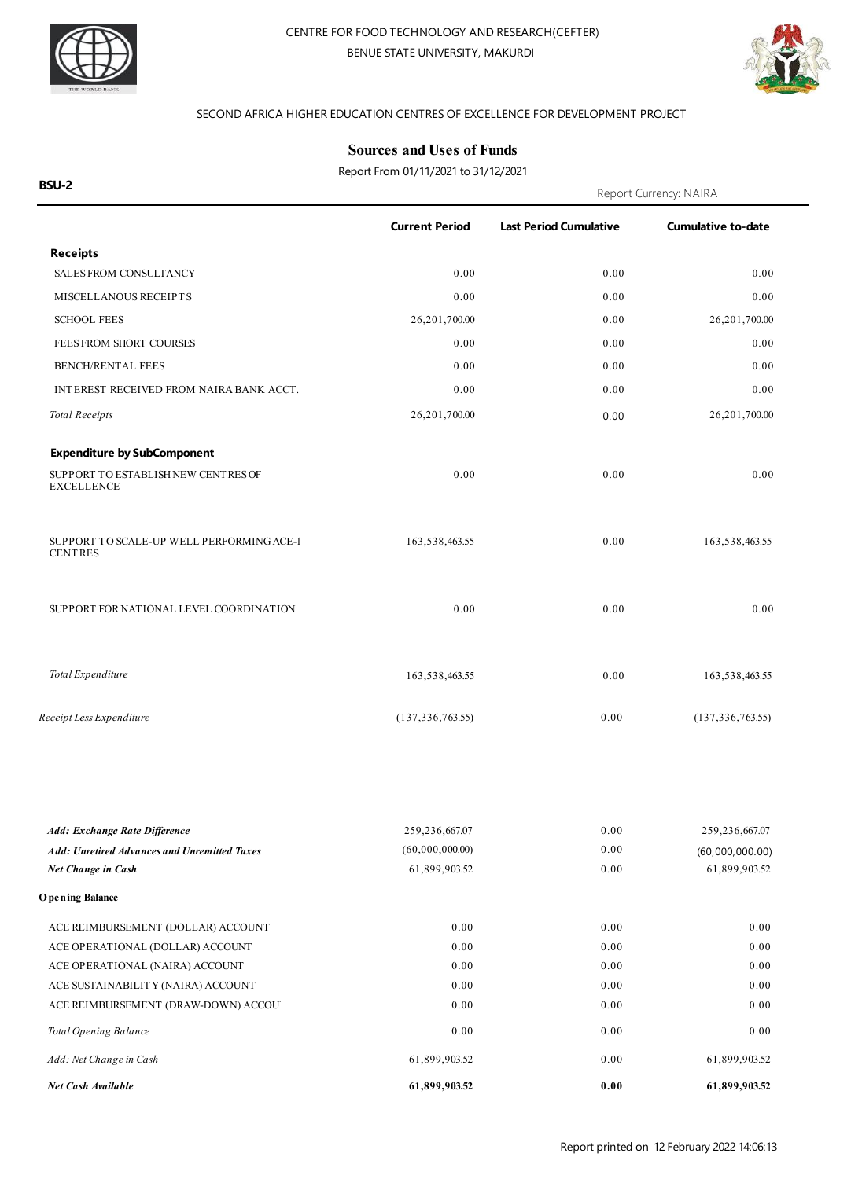CENTRE FOR FOOD TECHNOLOGY AND RESEARCH(CEFTER)

BENUE STATE UNIVERSITY, MAKURDI

SECOND AFRICA HIGHER EDUCATION CENTRES OF EXCELLENCE FOR DEVELOPMENT PROJECT

## Sources and Uses of Funds

Report From 01/11/2021 to 31/12/2021

**BSU-2**

Report Currency: NAIRA

| | Current Period | Last Period Cumulative | Cumulative to-date |
|---|---|---|---|
| **Receipts** | | | |
| SALES FROM CONSULTANCY | 0.00 | 0.00 | 0.00 |
| MISCELLANOUS RECEIPTS | 0.00 | 0.00 | 0.00 |
| SCHOOL FEES | 26,201,700.00 | 0.00 | 26,201,700.00 |
| FEES FROM SHORT COURSES | 0.00 | 0.00 | 0.00 |
| BENCH/RENTAL FEES | 0.00 | 0.00 | 0.00 |
| INTEREST RECEIVED FROM NAIRA BANK ACCT. | 0.00 | 0.00 | 0.00 |
| *Total Receipts* | 26,201,700.00 | 0.00 | 26,201,700.00 |
| **Expenditure by SubComponent** | | | |
| SUPPORT TO ESTABLISH NEW CENTRES OF EXCELLENCE | 0.00 | 0.00 | 0.00 |
| SUPPORT TO SCALE-UP WELL PERFORMING ACE-1 CENTRES | 163,538,463.55 | 0.00 | 163,538,463.55 |
| SUPPORT FOR NATIONAL LEVEL COORDINATION | 0.00 | 0.00 | 0.00 |
| *Total Expenditure* | 163,538,463.55 | 0.00 | 163,538,463.55 |
| *Receipt Less Expenditure* | (137,336,763.55) | 0.00 | (137,336,763.55) |
| ***Add: Exchange Rate Difference*** | 259,236,667.07 | 0.00 | 259,236,667.07 |
| ***Add: Unretired Advances and Unremitted Taxes*** | (60,000,000.00) | 0.00 | (60,000,000.00) |
| ***Net Change in Cash*** | 61,899,903.52 | 0.00 | 61,899,903.52 |
| **Opening Balance** | | | |
| ACE REIMBURSEMENT (DOLLAR) ACCOUNT | 0.00 | 0.00 | 0.00 |
| ACE OPERATIONAL (DOLLAR) ACCOUNT | 0.00 | 0.00 | 0.00 |
| ACE OPERATIONAL (NAIRA) ACCOUNT | 0.00 | 0.00 | 0.00 |
| ACE SUSTAINABILITY (NAIRA) ACCOUNT | 0.00 | 0.00 | 0.00 |
| ACE REIMBURSEMENT (DRAW-DOWN) ACCOU | 0.00 | 0.00 | 0.00 |
| *Total Opening Balance* | 0.00 | 0.00 | 0.00 |
| *Add: Net Change in Cash* | 61,899,903.52 | 0.00 | 61,899,903.52 |
| ***Net Cash Available*** | **61,899,903.52** | **0.00** | **61,899,903.52** |

Report printed on 12 February 2022 14:06:13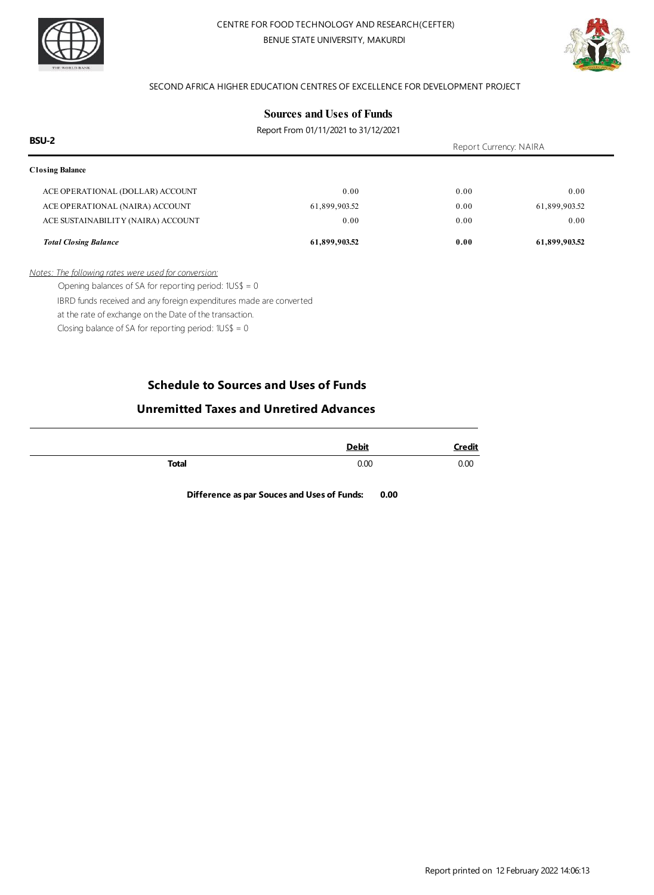CENTRE FOR FOOD TECHNOLOGY AND RESEARCH(CEFTER)

BENUE STATE UNIVERSITY, MAKURDI

SECOND AFRICA HIGHER EDUCATION CENTRES OF EXCELLENCE FOR DEVELOPMENT PROJECT

## Sources and Uses of Funds

Report From 01/11/2021 to 31/12/2021

**BSU-2**

Report Currency: NAIRA

| **Closing Balance** | | | |
|---|---|---|---|
| ACE OPERATIONAL (DOLLAR) ACCOUNT | 0.00 | 0.00 | 0.00 |
| ACE OPERATIONAL (NAIRA) ACCOUNT | 61,899,903.52 | 0.00 | 61,899,903.52 |
| ACE SUSTAINABILITY (NAIRA) ACCOUNT | 0.00 | 0.00 | 0.00 |
| ***Total Closing Balance*** | **61,899,903.52** | **0.00** | **61,899,903.52** |

*Notes: The following rates were used for conversion:*

Opening balances of SA for reporting period: 1US$ = 0

IBRD funds received and any foreign expenditures made are converted at the rate of exchange on the Date of the transaction.

Closing balance of SA for reporting period: 1US$ = 0

## Schedule to Sources and Uses of Funds

## Unremitted Taxes and Unretired Advances

| | **Debit** | **Credit** |
|---|---|---|
| **Total** | 0.00 | 0.00 |

**Difference as par Souces and Uses of Funds: 0.00**

Report printed on 12 February 2022 14:06:13